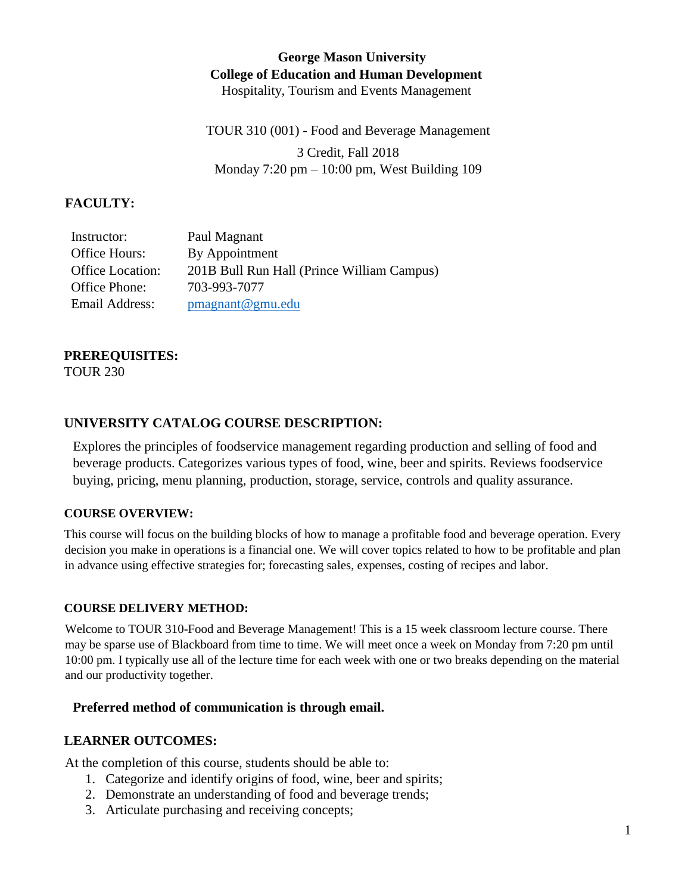**George Mason University**
**College of Education and Human Development**
Hospitality, Tourism and Events Management

TOUR 310 (001) - Food and Beverage Management

3 Credit, Fall 2018
Monday 7:20 pm – 10:00 pm, West Building 109

## FACULTY:

| | |
|---|---|
| Instructor: | Paul Magnant |
| Office Hours: | By Appointment |
| Office Location: | 201B Bull Run Hall (Prince William Campus) |
| Office Phone: | 703-993-7077 |
| Email Address: | pmagnant@gmu.edu |

## PREREQUISITES:

TOUR 230

## UNIVERSITY CATALOG COURSE DESCRIPTION:

Explores the principles of foodservice management regarding production and selling of food and beverage products. Categorizes various types of food, wine, beer and spirits. Reviews foodservice buying, pricing, menu planning, production, storage, service, controls and quality assurance.

### COURSE OVERVIEW:

This course will focus on the building blocks of how to manage a profitable food and beverage operation. Every decision you make in operations is a financial one. We will cover topics related to how to be profitable and plan in advance using effective strategies for; forecasting sales, expenses, costing of recipes and labor.

### COURSE DELIVERY METHOD:

Welcome to TOUR 310-Food and Beverage Management! This is a 15 week classroom lecture course. There may be sparse use of Blackboard from time to time. We will meet once a week on Monday from 7:20 pm until 10:00 pm. I typically use all of the lecture time for each week with one or two breaks depending on the material and our productivity together.

**Preferred method of communication is through email.**

## LEARNER OUTCOMES:

At the completion of this course, students should be able to:

1. Categorize and identify origins of food, wine, beer and spirits;
2. Demonstrate an understanding of food and beverage trends;
3. Articulate purchasing and receiving concepts;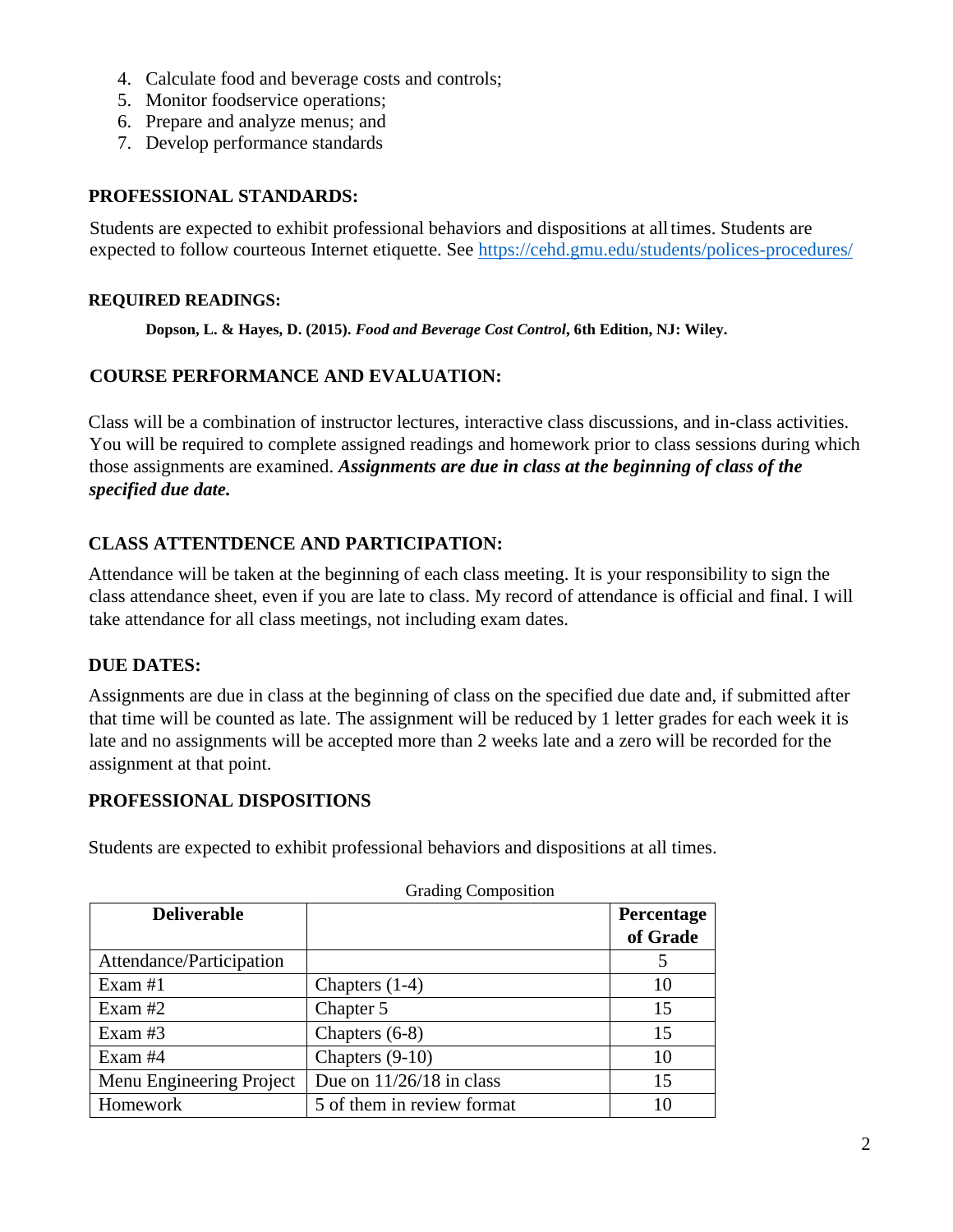4. Calculate food and beverage costs and controls;
5. Monitor foodservice operations;
6. Prepare and analyze menus; and
7. Develop performance standards

## PROFESSIONAL STANDARDS:

Students are expected to exhibit professional behaviors and dispositions at all times. Students are expected to follow courteous Internet etiquette. See https://cehd.gmu.edu/students/polices-procedures/

### REQUIRED READINGS:

**Dopson, L. & Hayes, D. (2015).** ***Food and Beverage Cost Control*****, 6th Edition, NJ: Wiley.**

## COURSE PERFORMANCE AND EVALUATION:

Class will be a combination of instructor lectures, interactive class discussions, and in-class activities. You will be required to complete assigned readings and homework prior to class sessions during which those assignments are examined. ***Assignments are due in class at the beginning of class of the specified due date.***

## CLASS ATTENTDENCE AND PARTICIPATION:

Attendance will be taken at the beginning of each class meeting. It is your responsibility to sign the class attendance sheet, even if you are late to class. My record of attendance is official and final. I will take attendance for all class meetings, not including exam dates.

## DUE DATES:

Assignments are due in class at the beginning of class on the specified due date and, if submitted after that time will be counted as late. The assignment will be reduced by 1 letter grades for each week it is late and no assignments will be accepted more than 2 weeks late and a zero will be recorded for the assignment at that point.

## PROFESSIONAL DISPOSITIONS

Students are expected to exhibit professional behaviors and dispositions at all times.

Grading Composition

| Deliverable | | Percentage of Grade |
|---|---|---|
| Attendance/Participation | | 5 |
| Exam #1 | Chapters (1-4) | 10 |
| Exam #2 | Chapter 5 | 15 |
| Exam #3 | Chapters (6-8) | 15 |
| Exam #4 | Chapters (9-10) | 10 |
| Menu Engineering Project | Due on 11/26/18 in class | 15 |
| Homework | 5 of them in review format | 10 |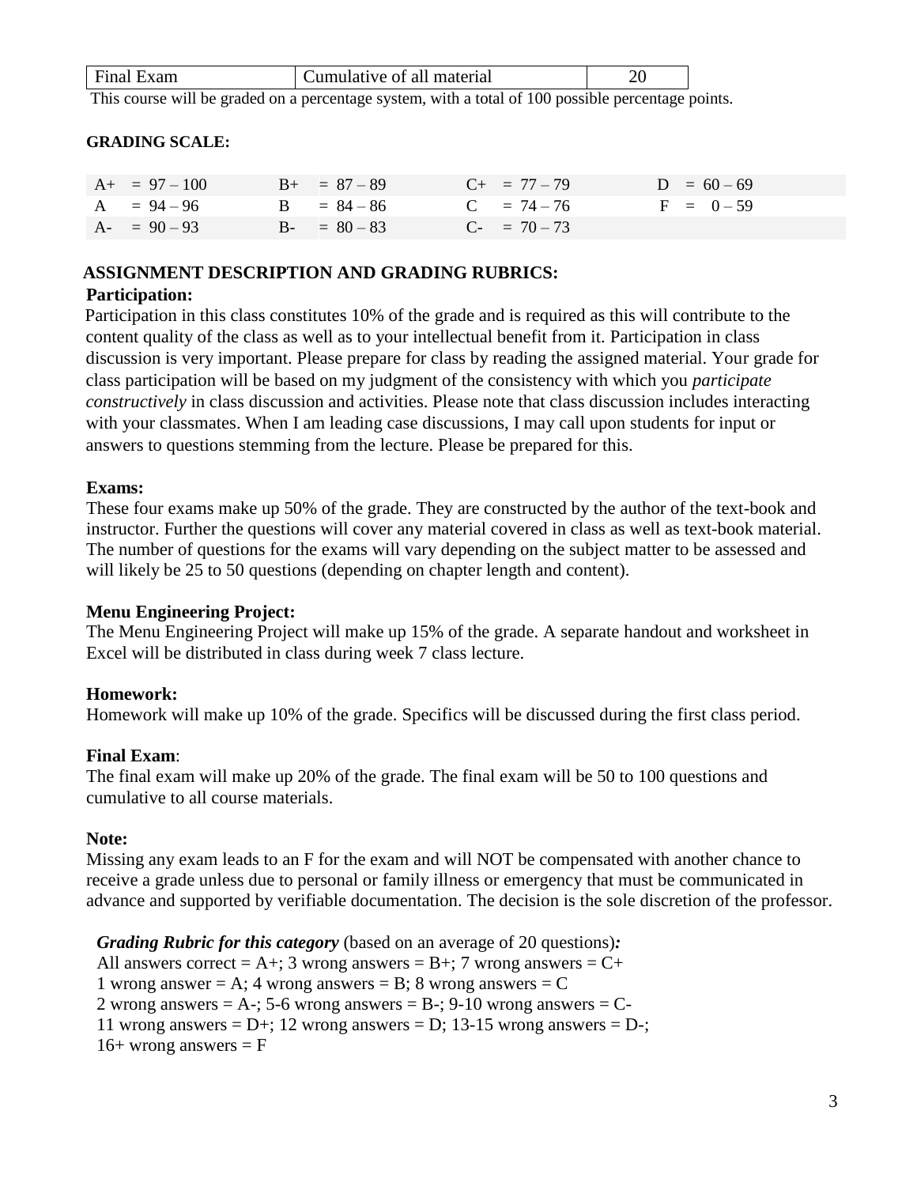| | | |
|---|---|---|
| Final Exam | Cumulative of all material | 20 |

This course will be graded on a percentage system, with a total of 100 possible percentage points.

**GRADING SCALE:**

| | | | |
|---|---|---|---|
| A+ = 97 – 100 | B+ = 87 – 89 | C+ = 77 – 79 | D = 60 – 69 |
| A = 94 – 96 | B = 84 – 86 | C = 74 – 76 | F = 0 – 59 |
| A- = 90 – 93 | B- = 80 – 83 | C- = 70 – 73 | |

## ASSIGNMENT DESCRIPTION AND GRADING RUBRICS:

### Participation:

Participation in this class constitutes 10% of the grade and is required as this will contribute to the content quality of the class as well as to your intellectual benefit from it. Participation in class discussion is very important. Please prepare for class by reading the assigned material. Your grade for class participation will be based on my judgment of the consistency with which you *participate constructively* in class discussion and activities. Please note that class discussion includes interacting with your classmates. When I am leading case discussions, I may call upon students for input or answers to questions stemming from the lecture. Please be prepared for this.

### Exams:

These four exams make up 50% of the grade. They are constructed by the author of the text-book and instructor. Further the questions will cover any material covered in class as well as text-book material. The number of questions for the exams will vary depending on the subject matter to be assessed and will likely be 25 to 50 questions (depending on chapter length and content).

### Menu Engineering Project:

The Menu Engineering Project will make up 15% of the grade. A separate handout and worksheet in Excel will be distributed in class during week 7 class lecture.

### Homework:

Homework will make up 10% of the grade. Specifics will be discussed during the first class period.

### Final Exam:

The final exam will make up 20% of the grade. The final exam will be 50 to 100 questions and cumulative to all course materials.

### Note:

Missing any exam leads to an F for the exam and will NOT be compensated with another chance to receive a grade unless due to personal or family illness or emergency that must be communicated in advance and supported by verifiable documentation. The decision is the sole discretion of the professor.

***Grading Rubric for this category*** (based on an average of 20 questions)***:***
All answers correct = A+; 3 wrong answers = B+; 7 wrong answers = C+
1 wrong answer = A; 4 wrong answers = B; 8 wrong answers = C
2 wrong answers = A-; 5-6 wrong answers = B-; 9-10 wrong answers = C-
11 wrong answers = D+; 12 wrong answers = D; 13-15 wrong answers = D-;
16+ wrong answers = F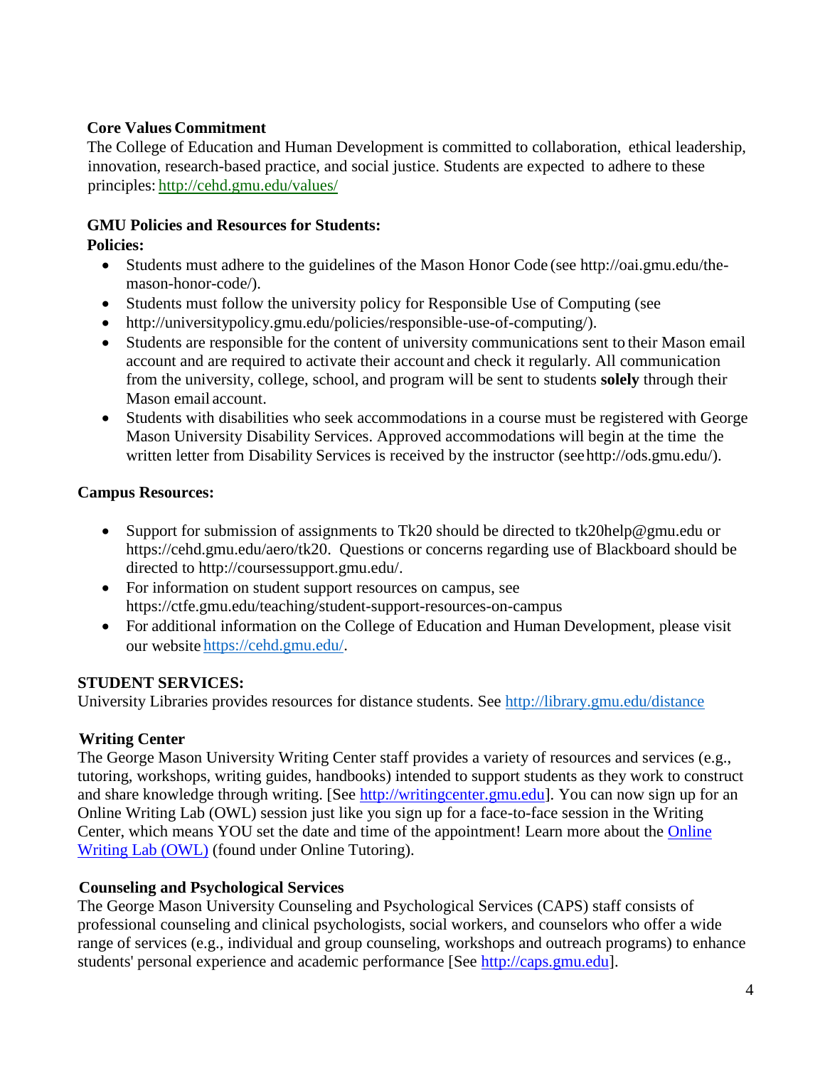**Core Values Commitment**

The College of Education and Human Development is committed to collaboration, ethical leadership, innovation, research-based practice, and social justice. Students are expected to adhere to these principles: [http://cehd.gmu.edu/values/](http://cehd.gmu.edu/values/)

**GMU Policies and Resources for Students:**

**Policies:**

- Students must adhere to the guidelines of the Mason Honor Code (see http://oai.gmu.edu/the-mason-honor-code/).
- Students must follow the university policy for Responsible Use of Computing (see
- http://universitypolicy.gmu.edu/policies/responsible-use-of-computing/).
- Students are responsible for the content of university communications sent to their Mason email account and are required to activate their account and check it regularly. All communication from the university, college, school, and program will be sent to students **solely** through their Mason email account.
- Students with disabilities who seek accommodations in a course must be registered with George Mason University Disability Services. Approved accommodations will begin at the time the written letter from Disability Services is received by the instructor (see http://ods.gmu.edu/).

**Campus Resources:**

- Support for submission of assignments to Tk20 should be directed to tk20help@gmu.edu or https://cehd.gmu.edu/aero/tk20. Questions or concerns regarding use of Blackboard should be directed to http://coursessupport.gmu.edu/.
- For information on student support resources on campus, see https://ctfe.gmu.edu/teaching/student-support-resources-on-campus
- For additional information on the College of Education and Human Development, please visit our website [https://cehd.gmu.edu/](https://cehd.gmu.edu/).

**STUDENT SERVICES:**

University Libraries provides resources for distance students. See [http://library.gmu.edu/distance](http://library.gmu.edu/distance)

**Writing Center**

The George Mason University Writing Center staff provides a variety of resources and services (e.g., tutoring, workshops, writing guides, handbooks) intended to support students as they work to construct and share knowledge through writing. [See [http://writingcenter.gmu.edu](http://writingcenter.gmu.edu)]. You can now sign up for an Online Writing Lab (OWL) session just like you sign up for a face-to-face session in the Writing Center, which means YOU set the date and time of the appointment! Learn more about the Online Writing Lab (OWL) (found under Online Tutoring).

**Counseling and Psychological Services**

The George Mason University Counseling and Psychological Services (CAPS) staff consists of professional counseling and clinical psychologists, social workers, and counselors who offer a wide range of services (e.g., individual and group counseling, workshops and outreach programs) to enhance students' personal experience and academic performance [See [http://caps.gmu.edu](http://caps.gmu.edu)].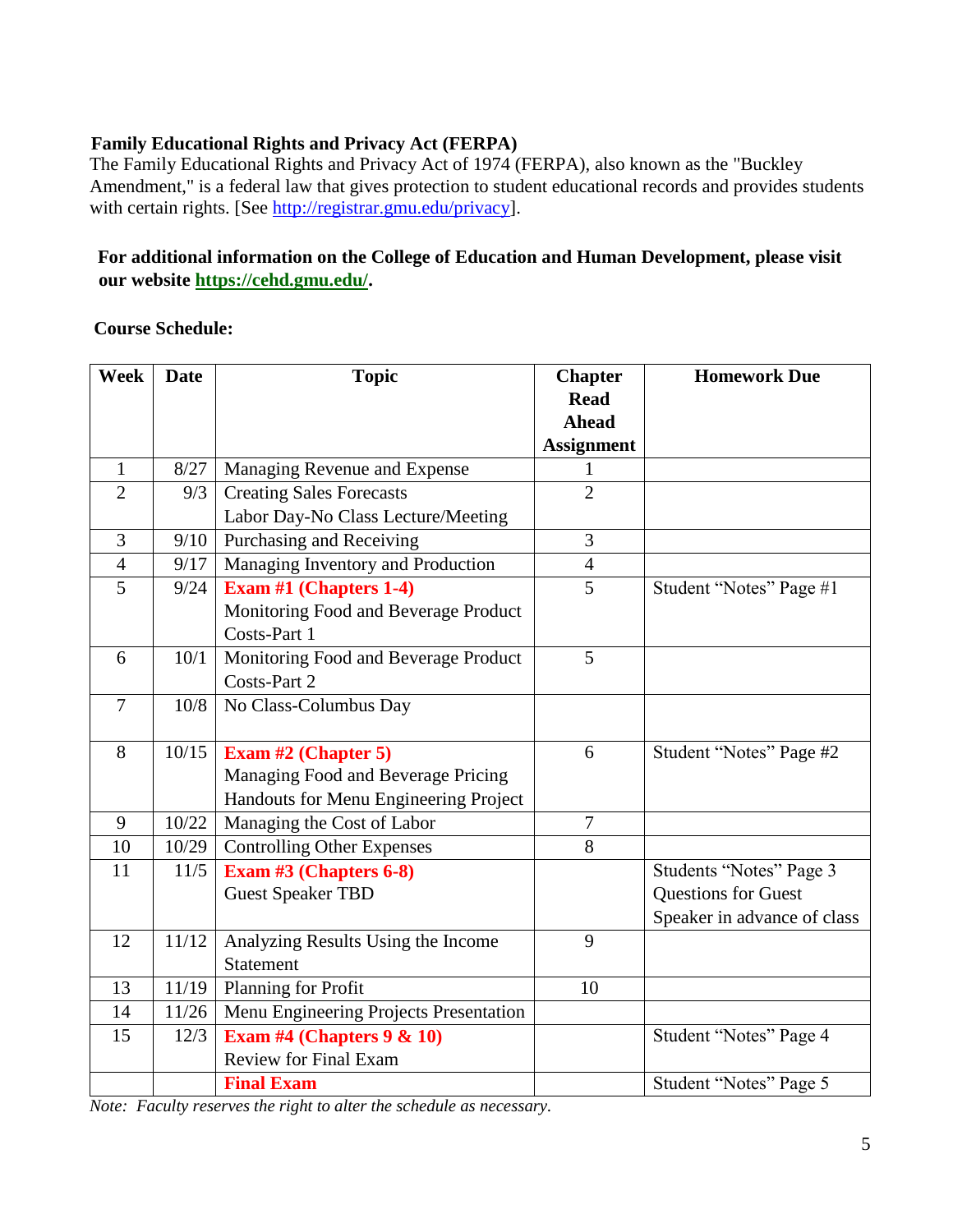**Family Educational Rights and Privacy Act (FERPA)**
The Family Educational Rights and Privacy Act of 1974 (FERPA), also known as the "Buckley Amendment," is a federal law that gives protection to student educational records and provides students with certain rights. [See http://registrar.gmu.edu/privacy].

**For additional information on the College of Education and Human Development, please visit our website https://cehd.gmu.edu/.**

**Course Schedule:**

| Week | Date | Topic | Chapter Read Ahead Assignment | Homework Due |
|---|---|---|---|---|
| 1 | 8/27 | Managing Revenue and Expense | 1 | |
| 2 | 9/3 | Creating Sales Forecasts<br>Labor Day-No Class Lecture/Meeting | 2 | |
| 3 | 9/10 | Purchasing and Receiving | 3 | |
| 4 | 9/17 | Managing Inventory and Production | 4 | |
| 5 | 9/24 | **Exam #1 (Chapters 1-4)**<br>Monitoring Food and Beverage Product Costs-Part 1 | 5 | Student "Notes" Page #1 |
| 6 | 10/1 | Monitoring Food and Beverage Product Costs-Part 2 | 5 | |
| 7 | 10/8 | No Class-Columbus Day | | |
| 8 | 10/15 | **Exam #2 (Chapter 5)**<br>Managing Food and Beverage Pricing<br>Handouts for Menu Engineering Project | 6 | Student "Notes" Page #2 |
| 9 | 10/22 | Managing the Cost of Labor | 7 | |
| 10 | 10/29 | Controlling Other Expenses | 8 | |
| 11 | 11/5 | **Exam #3 (Chapters 6-8)**<br>Guest Speaker TBD | | Students "Notes" Page 3<br>Questions for Guest Speaker in advance of class |
| 12 | 11/12 | Analyzing Results Using the Income Statement | 9 | |
| 13 | 11/19 | Planning for Profit | 10 | |
| 14 | 11/26 | Menu Engineering Projects Presentation | | |
| 15 | 12/3 | **Exam #4 (Chapters 9 & 10)**<br>Review for Final Exam | | Student "Notes" Page 4 |
| | | **Final Exam** | | Student "Notes" Page 5 |

*Note: Faculty reserves the right to alter the schedule as necessary.*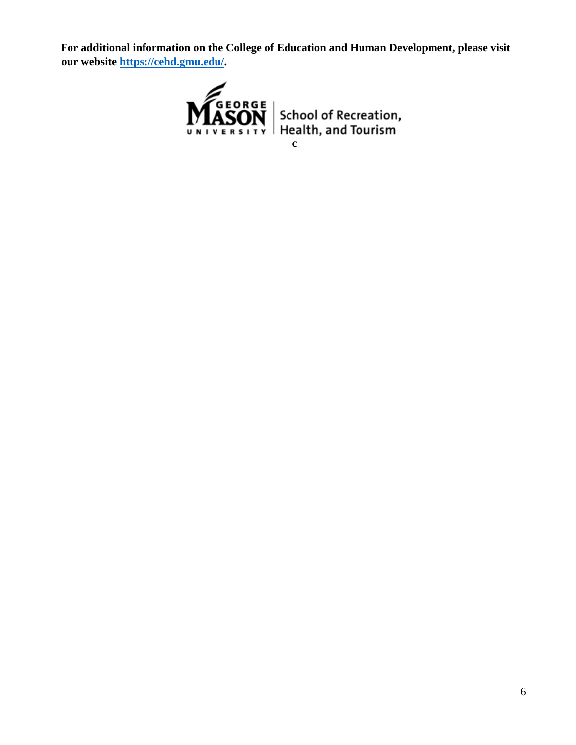**For additional information on the College of Education and Human Development, please visit our website [https://cehd.gmu.edu/](https://cehd.gmu.edu/).**

GEORGE MASON UNIVERSITY | School of Recreation, Health, and Tourism

**c**